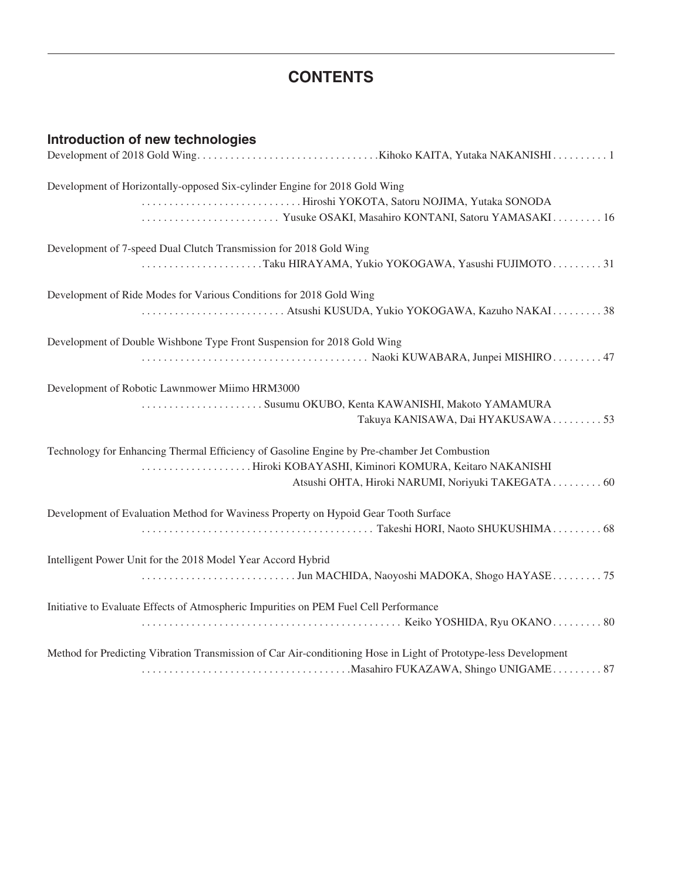# CONTENTS

## Introduction of new technologies

Development of 2018 Gold Wing. . . . . . . . . . . . . . . . . . . . . . . . . . . . . . . . .Kihoko KAITA, Yutaka NAKANISHI . . . . . . . . . . 1

Development of Horizontally-opposed Six-cylinder Engine for 2018 Gold Wing
. . . . . . . . . . . . . . . . . . . . . . . . . . . . . Hiroshi YOKOTA, Satoru NOJIMA, Yutaka SONODA
. . . . . . . . . . . . . . . . . . . . . . . . . Yusuke OSAKI, Masahiro KONTANI, Satoru YAMASAKI . . . . . . . . . 16

Development of 7-speed Dual Clutch Transmission for 2018 Gold Wing
. . . . . . . . . . . . . . . . . . . . . .Taku HIRAYAMA, Yukio YOKOGAWA, Yasushi FUJIMOTO . . . . . . . . . 31

Development of Ride Modes for Various Conditions for 2018 Gold Wing
. . . . . . . . . . . . . . . . . . . . . . . . . . Atsushi KUSUDA, Yukio YOKOGAWA, Kazuho NAKAI . . . . . . . . . 38

Development of Double Wishbone Type Front Suspension for 2018 Gold Wing
. . . . . . . . . . . . . . . . . . . . . . . . . . . . . . . . . . . . . . . . Naoki KUWABARA, Junpei MISHIRO . . . . . . . . . 47

Development of Robotic Lawnmower Miimo HRM3000
. . . . . . . . . . . . . . . . . . . . . . Susumu OKUBO, Kenta KAWANISHI, Makoto YAMAMURA
Takuya KANISAWA, Dai HYAKUSAWA . . . . . . . . . 53

Technology for Enhancing Thermal Efficiency of Gasoline Engine by Pre-chamber Jet Combustion
. . . . . . . . . . . . . . . . . . . . Hiroki KOBAYASHI, Kiminori KOMURA, Keitaro NAKANISHI
Atsushi OHTA, Hiroki NARUMI, Noriyuki TAKEGATA . . . . . . . . . 60

Development of Evaluation Method for Waviness Property on Hypoid Gear Tooth Surface
. . . . . . . . . . . . . . . . . . . . . . . . . . . . . . . . . . . . . . . . . Takeshi HORI, Naoto SHUKUSHIMA . . . . . . . . . 68

Intelligent Power Unit for the 2018 Model Year Accord Hybrid
. . . . . . . . . . . . . . . . . . . . . . . . . . . . Jun MACHIDA, Naoyoshi MADOKA, Shogo HAYASE . . . . . . . . . 75

Initiative to Evaluate Effects of Atmospheric Impurities on PEM Fuel Cell Performance
. . . . . . . . . . . . . . . . . . . . . . . . . . . . . . . . . . . . . . . . . . . . . . . Keiko YOSHIDA, Ryu OKANO . . . . . . . . . 80

Method for Predicting Vibration Transmission of Car Air-conditioning Hose in Light of Prototype-less Development
. . . . . . . . . . . . . . . . . . . . . . . . . . . . . . . . . . . . . .Masahiro FUKAZAWA, Shingo UNIGAME . . . . . . . . . 87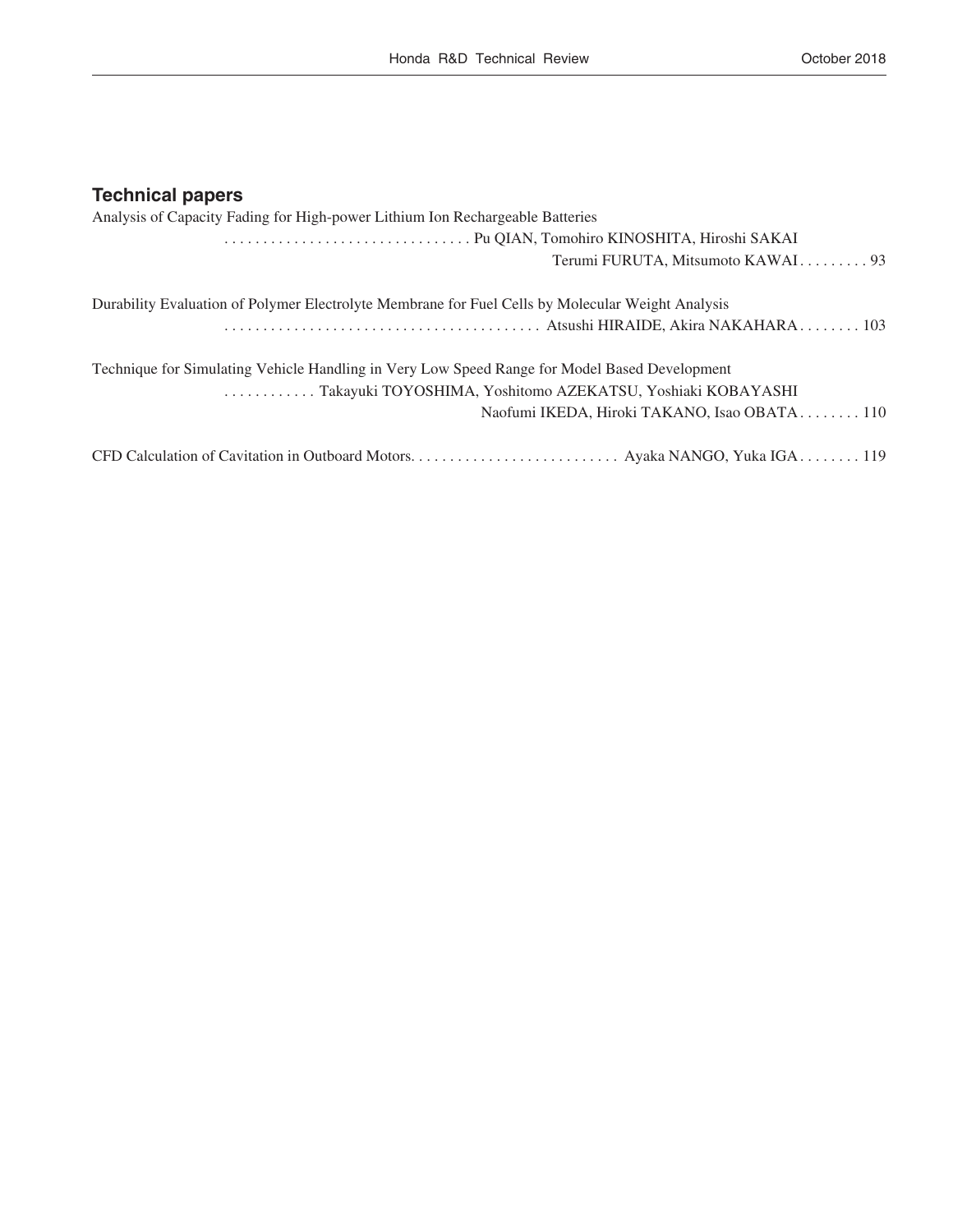## Technical papers

Analysis of Capacity Fading for High-power Lithium Ion Rechargeable Batteries
. . . . . . . . . . . . . . . . . . . . . . . . . . . . . . . . Pu QIAN, Tomohiro KINOSHITA, Hiroshi SAKAI
Terumi FURUTA, Mitsumoto KAWAI . . . . . . . . . 93

Durability Evaluation of Polymer Electrolyte Membrane for Fuel Cells by Molecular Weight Analysis
. . . . . . . . . . . . . . . . . . . . . . . . . . . . . . . . . . . . . . . . Atsushi HIRAIDE, Akira NAKAHARA . . . . . . . . 103

Technique for Simulating Vehicle Handling in Very Low Speed Range for Model Based Development
. . . . . . . . . . . . Takayuki TOYOSHIMA, Yoshitomo AZEKATSU, Yoshiaki KOBAYASHI
Naofumi IKEDA, Hiroki TAKANO, Isao OBATA . . . . . . . . 110

CFD Calculation of Cavitation in Outboard Motors. . . . . . . . . . . . . . . . . . . . . . . . . . . Ayaka NANGO, Yuka IGA . . . . . . . . 119